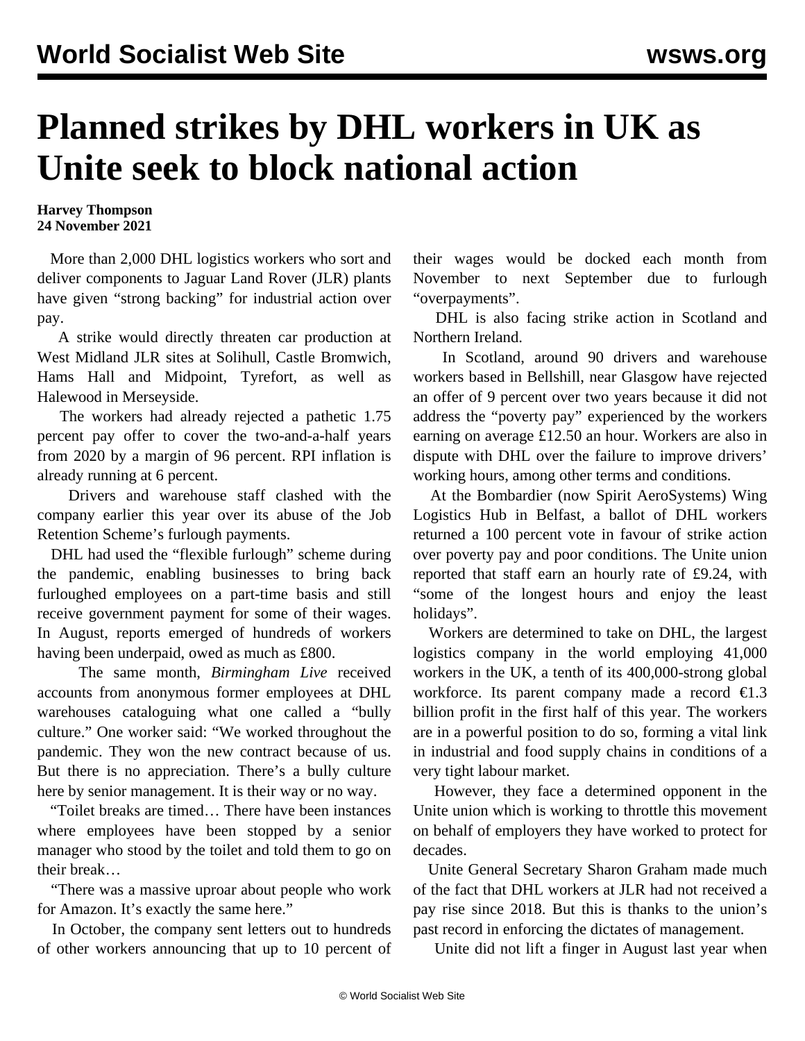# Planned strikes by DHL workers in UK as Unite seek to block national action

**Harvey Thompson**
**24 November 2021**

More than 2,000 DHL logistics workers who sort and deliver components to Jaguar Land Rover (JLR) plants have given "strong backing" for industrial action over pay.

A strike would directly threaten car production at West Midland JLR sites at Solihull, Castle Bromwich, Hams Hall and Midpoint, Tyrefort, as well as Halewood in Merseyside.

The workers had already rejected a pathetic 1.75 percent pay offer to cover the two-and-a-half years from 2020 by a margin of 96 percent. RPI inflation is already running at 6 percent.

Drivers and warehouse staff clashed with the company earlier this year over its abuse of the Job Retention Scheme's furlough payments.

DHL had used the "flexible furlough" scheme during the pandemic, enabling businesses to bring back furloughed employees on a part-time basis and still receive government payment for some of their wages. In August, reports emerged of hundreds of workers having been underpaid, owed as much as £800.

The same month, *Birmingham Live* received accounts from anonymous former employees at DHL warehouses cataloguing what one called a "bully culture." One worker said: "We worked throughout the pandemic. They won the new contract because of us. But there is no appreciation. There's a bully culture here by senior management. It is their way or no way.

"Toilet breaks are timed… There have been instances where employees have been stopped by a senior manager who stood by the toilet and told them to go on their break…

"There was a massive uproar about people who work for Amazon. It's exactly the same here."

In October, the company sent letters out to hundreds of other workers announcing that up to 10 percent of their wages would be docked each month from November to next September due to furlough "overpayments".

DHL is also facing strike action in Scotland and Northern Ireland.

In Scotland, around 90 drivers and warehouse workers based in Bellshill, near Glasgow have rejected an offer of 9 percent over two years because it did not address the "poverty pay" experienced by the workers earning on average £12.50 an hour. Workers are also in dispute with DHL over the failure to improve drivers' working hours, among other terms and conditions.

At the Bombardier (now Spirit AeroSystems) Wing Logistics Hub in Belfast, a ballot of DHL workers returned a 100 percent vote in favour of strike action over poverty pay and poor conditions. The Unite union reported that staff earn an hourly rate of £9.24, with "some of the longest hours and enjoy the least holidays".

Workers are determined to take on DHL, the largest logistics company in the world employing 41,000 workers in the UK, a tenth of its 400,000-strong global workforce. Its parent company made a record €1.3 billion profit in the first half of this year. The workers are in a powerful position to do so, forming a vital link in industrial and food supply chains in conditions of a very tight labour market.

However, they face a determined opponent in the Unite union which is working to throttle this movement on behalf of employers they have worked to protect for decades.

Unite General Secretary Sharon Graham made much of the fact that DHL workers at JLR had not received a pay rise since 2018. But this is thanks to the union's past record in enforcing the dictates of management.

Unite did not lift a finger in August last year when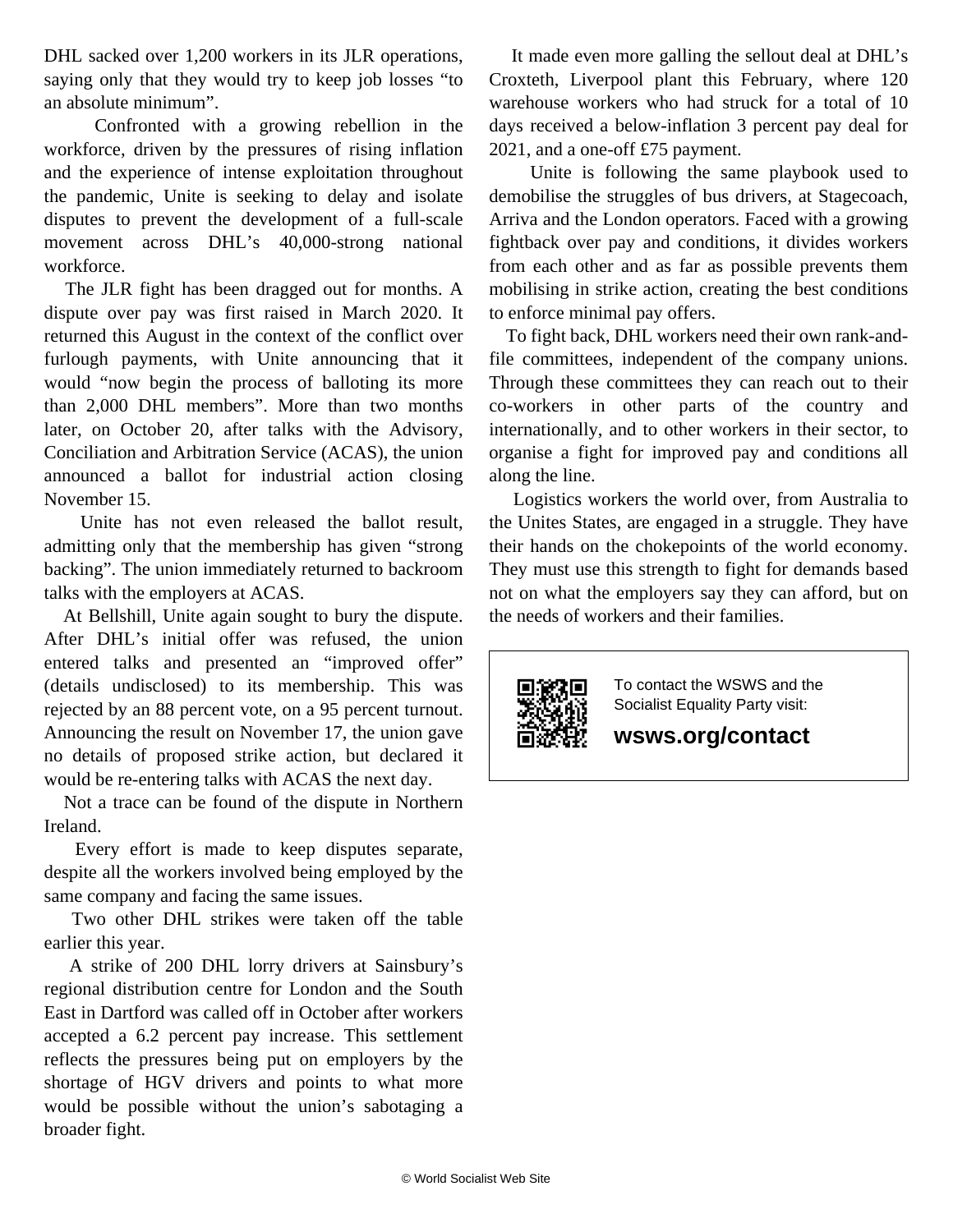DHL sacked over 1,200 workers in its JLR operations, saying only that they would try to keep job losses "to an absolute minimum".

Confronted with a growing rebellion in the workforce, driven by the pressures of rising inflation and the experience of intense exploitation throughout the pandemic, Unite is seeking to delay and isolate disputes to prevent the development of a full-scale movement across DHL's 40,000-strong national workforce.

The JLR fight has been dragged out for months. A dispute over pay was first raised in March 2020. It returned this August in the context of the conflict over furlough payments, with Unite announcing that it would "now begin the process of balloting its more than 2,000 DHL members". More than two months later, on October 20, after talks with the Advisory, Conciliation and Arbitration Service (ACAS), the union announced a ballot for industrial action closing November 15.

Unite has not even released the ballot result, admitting only that the membership has given "strong backing". The union immediately returned to backroom talks with the employers at ACAS.

At Bellshill, Unite again sought to bury the dispute. After DHL's initial offer was refused, the union entered talks and presented an "improved offer" (details undisclosed) to its membership. This was rejected by an 88 percent vote, on a 95 percent turnout. Announcing the result on November 17, the union gave no details of proposed strike action, but declared it would be re-entering talks with ACAS the next day.

Not a trace can be found of the dispute in Northern Ireland.

Every effort is made to keep disputes separate, despite all the workers involved being employed by the same company and facing the same issues.

Two other DHL strikes were taken off the table earlier this year.

A strike of 200 DHL lorry drivers at Sainsbury's regional distribution centre for London and the South East in Dartford was called off in October after workers accepted a 6.2 percent pay increase. This settlement reflects the pressures being put on employers by the shortage of HGV drivers and points to what more would be possible without the union's sabotaging a broader fight.

It made even more galling the sellout deal at DHL's Croxteth, Liverpool plant this February, where 120 warehouse workers who had struck for a total of 10 days received a below-inflation 3 percent pay deal for 2021, and a one-off £75 payment.

Unite is following the same playbook used to demobilise the struggles of bus drivers, at Stagecoach, Arriva and the London operators. Faced with a growing fightback over pay and conditions, it divides workers from each other and as far as possible prevents them mobilising in strike action, creating the best conditions to enforce minimal pay offers.

To fight back, DHL workers need their own rank-and-file committees, independent of the company unions. Through these committees they can reach out to their co-workers in other parts of the country and internationally, and to other workers in their sector, to organise a fight for improved pay and conditions all along the line.

Logistics workers the world over, from Australia to the Unites States, are engaged in a struggle. They have their hands on the chokepoints of the world economy. They must use this strength to fight for demands based not on what the employers say they can afford, but on the needs of workers and their families.

To contact the WSWS and the Socialist Equality Party visit:

**wsws.org/contact**